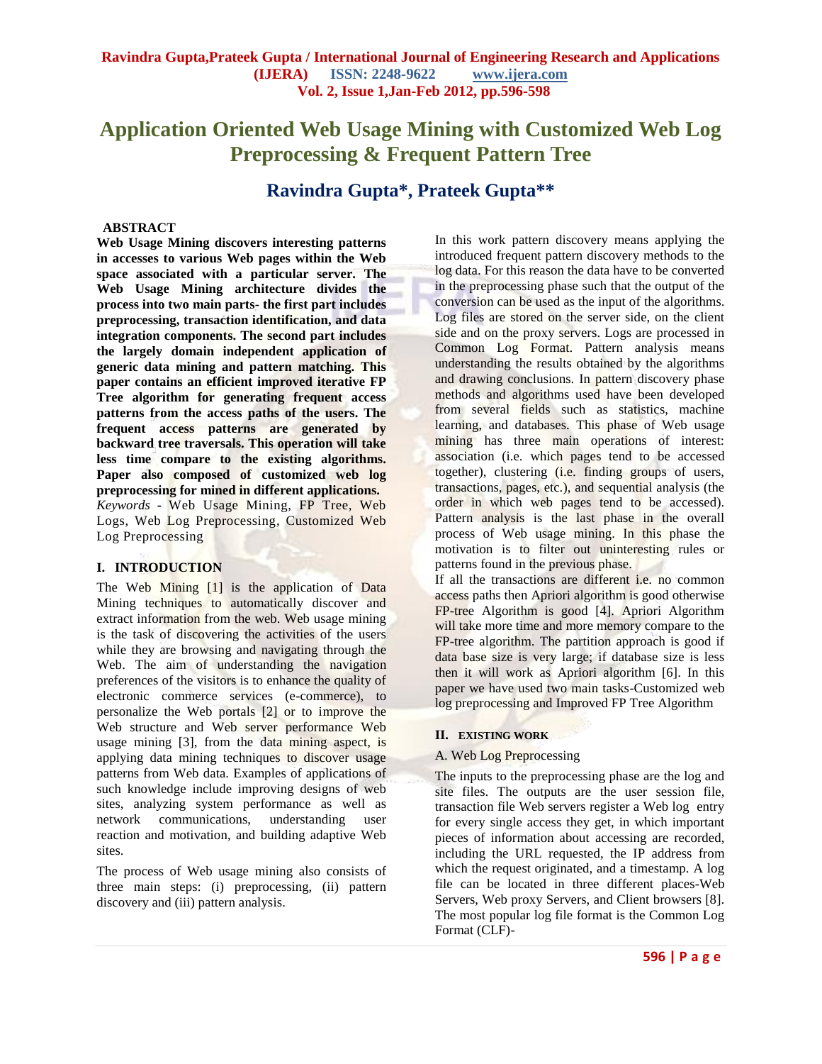# Application Oriented Web Usage Mining with Customized Web Log Preprocessing & Frequent Pattern Tree

## Ravindra Gupta*, Prateek Gupta**

**ABSTRACT**

**Web Usage Mining discovers interesting patterns in accesses to various Web pages within the Web space associated with a particular server. The Web Usage Mining architecture divides the process into two main parts- the first part includes preprocessing, transaction identification, and data integration components. The second part includes the largely domain independent application of generic data mining and pattern matching. This paper contains an efficient improved iterative FP Tree algorithm for generating frequent access patterns from the access paths of the users. The frequent access patterns are generated by backward tree traversals. This operation will take less time compare to the existing algorithms. Paper also composed of customized web log preprocessing for mined in different applications.**

*Keywords* - Web Usage Mining, FP Tree, Web Logs, Web Log Preprocessing, Customized Web Log Preprocessing

## I. INTRODUCTION

The Web Mining [1] is the application of Data Mining techniques to automatically discover and extract information from the web. Web usage mining is the task of discovering the activities of the users while they are browsing and navigating through the Web. The aim of understanding the navigation preferences of the visitors is to enhance the quality of electronic commerce services (e-commerce), to personalize the Web portals [2] or to improve the Web structure and Web server performance Web usage mining [3], from the data mining aspect, is applying data mining techniques to discover usage patterns from Web data. Examples of applications of such knowledge include improving designs of web sites, analyzing system performance as well as network communications, understanding user reaction and motivation, and building adaptive Web sites.

The process of Web usage mining also consists of three main steps: (i) preprocessing, (ii) pattern discovery and (iii) pattern analysis.

In this work pattern discovery means applying the introduced frequent pattern discovery methods to the log data. For this reason the data have to be converted in the preprocessing phase such that the output of the conversion can be used as the input of the algorithms. Log files are stored on the server side, on the client side and on the proxy servers. Logs are processed in Common Log Format. Pattern analysis means understanding the results obtained by the algorithms and drawing conclusions. In pattern discovery phase methods and algorithms used have been developed from several fields such as statistics, machine learning, and databases. This phase of Web usage mining has three main operations of interest: association (i.e. which pages tend to be accessed together), clustering (i.e. finding groups of users, transactions, pages, etc.), and sequential analysis (the order in which web pages tend to be accessed). Pattern analysis is the last phase in the overall process of Web usage mining. In this phase the motivation is to filter out uninteresting rules or patterns found in the previous phase.

If all the transactions are different i.e. no common access paths then Apriori algorithm is good otherwise FP-tree Algorithm is good [4]. Apriori Algorithm will take more time and more memory compare to the FP-tree algorithm. The partition approach is good if data base size is very large; if database size is less then it will work as Apriori algorithm [6]. In this paper we have used two main tasks-Customized web log preprocessing and Improved FP Tree Algorithm

## II. EXISTING WORK

### A. Web Log Preprocessing

The inputs to the preprocessing phase are the log and site files. The outputs are the user session file, transaction file Web servers register a Web log entry for every single access they get, in which important pieces of information about accessing are recorded, including the URL requested, the IP address from which the request originated, and a timestamp. A log file can be located in three different places-Web Servers, Web proxy Servers, and Client browsers [8]. The most popular log file format is the Common Log Format (CLF)-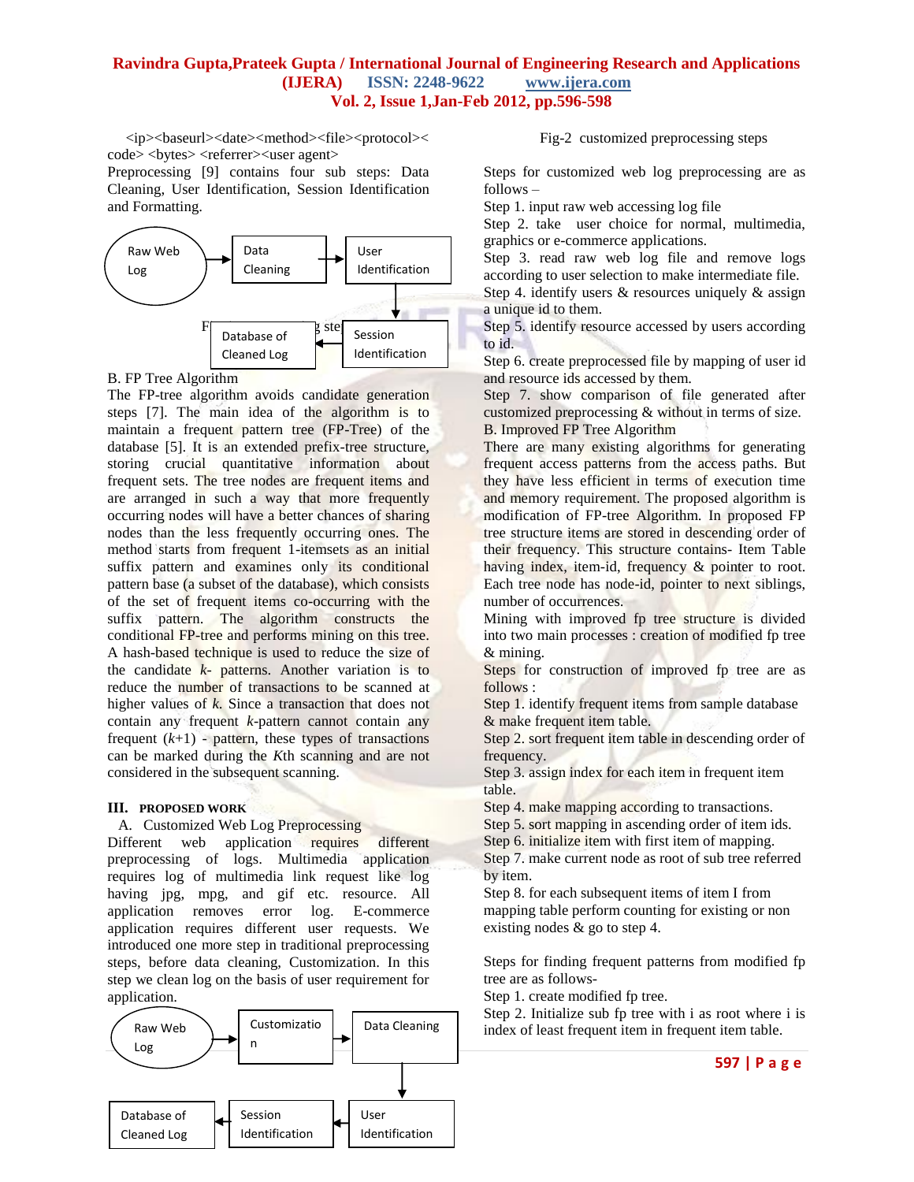<ip><baseurl><date><method><file><protocol><code> <bytes> <referrer><user agent>

Preprocessing [9] contains four sub steps: Data Cleaning, User Identification, Session Identification and Formatting.

Raw Web Log → Data Cleaning → User Identification → Session Identification → Database of Cleaned Log

Fig-1 preprocessing steps

B. FP Tree Algorithm

The FP-tree algorithm avoids candidate generation steps [7]. The main idea of the algorithm is to maintain a frequent pattern tree (FP-Tree) of the database [5]. It is an extended prefix-tree structure, storing crucial quantitative information about frequent sets. The tree nodes are frequent items and are arranged in such a way that more frequently occurring nodes will have a better chances of sharing nodes than the less frequently occurring ones. The method starts from frequent 1-itemsets as an initial suffix pattern and examines only its conditional pattern base (a subset of the database), which consists of the set of frequent items co-occurring with the suffix pattern. The algorithm constructs the conditional FP-tree and performs mining on this tree. A hash-based technique is used to reduce the size of the candidate *k*- patterns. Another variation is to reduce the number of transactions to be scanned at higher values of *k*. Since a transaction that does not contain any frequent *k*-pattern cannot contain any frequent (*k*+1) - pattern, these types of transactions can be marked during the *K*th scanning and are not considered in the subsequent scanning.

## III. PROPOSED WORK

A. Customized Web Log Preprocessing

Different web application requires different preprocessing of logs. Multimedia application requires log of multimedia link request like log having jpg, mpg, and gif etc. resource. All application removes error log. E-commerce application requires different user requests. We introduced one more step in traditional preprocessing steps, before data cleaning, Customization. In this step we clean log on the basis of user requirement for application.

Raw Web Log → Customization → Data Cleaning → User Identification → Session Identification → Database of Cleaned Log

Fig-2 customized preprocessing steps

Steps for customized web log preprocessing are as follows –

Step 1. input raw web accessing log file

Step 2. take user choice for normal, multimedia, graphics or e-commerce applications.

Step 3. read raw web log file and remove logs according to user selection to make intermediate file.

Step 4. identify users & resources uniquely & assign a unique id to them.

Step 5. identify resource accessed by users according to id.

Step 6. create preprocessed file by mapping of user id and resource ids accessed by them.

Step 7. show comparison of file generated after customized preprocessing & without in terms of size.

B. Improved FP Tree Algorithm

There are many existing algorithms for generating frequent access patterns from the access paths. But they have less efficient in terms of execution time and memory requirement. The proposed algorithm is modification of FP-tree Algorithm. In proposed FP tree structure items are stored in descending order of their frequency. This structure contains- Item Table having index, item-id, frequency & pointer to root. Each tree node has node-id, pointer to next siblings, number of occurrences.

Mining with improved fp tree structure is divided into two main processes : creation of modified fp tree & mining.

Steps for construction of improved fp tree are as follows :

Step 1. identify frequent items from sample database & make frequent item table.

Step 2. sort frequent item table in descending order of frequency.

Step 3. assign index for each item in frequent item table.

Step 4. make mapping according to transactions.

Step 5. sort mapping in ascending order of item ids.

Step 6. initialize item with first item of mapping.

Step 7. make current node as root of sub tree referred by item.

Step 8. for each subsequent items of item I from mapping table perform counting for existing or non existing nodes & go to step 4.

Steps for finding frequent patterns from modified fp tree are as follows-

Step 1. create modified fp tree.

Step 2. Initialize sub fp tree with i as root where i is index of least frequent item in frequent item table.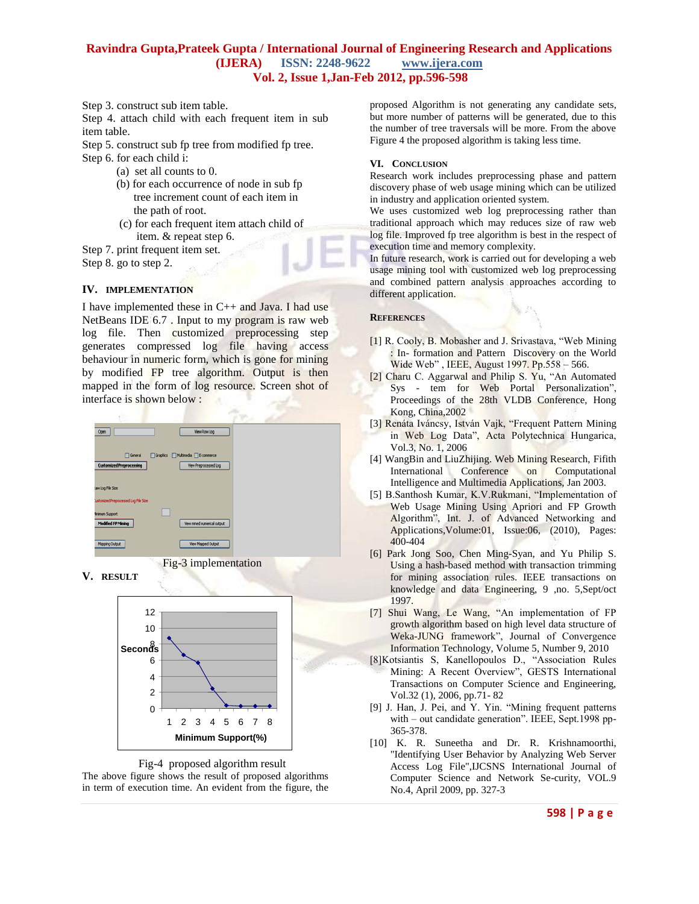Step 3. construct sub item table.
Step 4. attach child with each frequent item in sub item table.
Step 5. construct sub fp tree from modified fp tree.
Step 6. for each child i:

(a) set all counts to 0.
(b) for each occurrence of node in sub fp tree increment count of each item in the path of root.
(c) for each frequent item attach child of item. & repeat step 6.

Step 7. print frequent item set.
Step 8. go to step 2.

## IV. IMPLEMENTATION

I have implemented these in C++ and Java. I had use NetBeans IDE 6.7 . Input to my program is raw web log file. Then customized preprocessing step generates compressed log file having access behaviour in numeric form, which is gone for mining by modified FP tree algorithm. Output is then mapped in the form of log resource. Screen shot of interface is shown below :

Open
View Row Log
General
Graphics
Multimedia
E-commerce
Customized Preprocessing
View Preprocessed Log
aw Log File Size
ustomized Preprocessed Log File Size
inimum Support
Modified FP Mining
View mined numerical output
Mapping Output
View Mapped Output

Fig-3 implementation

## V. RESULT

12
10
8
Seconds
6
4
2
0
1 2 3 4 5 6 7 8
Minimum Support(%)

Fig-4 proposed algorithm result

The above figure shows the result of proposed algorithms in term of execution time. An evident from the figure, the proposed Algorithm is not generating any candidate sets, but more number of patterns will be generated, due to this the number of tree traversals will be more. From the above Figure 4 the proposed algorithm is taking less time.

## VI. CONCLUSION

Research work includes preprocessing phase and pattern discovery phase of web usage mining which can be utilized in industry and application oriented system.

We uses customized web log preprocessing rather than traditional approach which may reduces size of raw web log file. Improved fp tree algorithm is best in the respect of execution time and memory complexity.

In future research, work is carried out for developing a web usage mining tool with customized web log preprocessing and combined pattern analysis approaches according to different application.

## REFERENCES

[1] R. Cooly, B. Mobasher and J. Srivastava, "Web Mining : In- formation and Pattern Discovery on the World Wide Web" , IEEE, August 1997. Pp.558 – 566.

[2] Charu C. Aggarwal and Philip S. Yu, "An Automated Sys - tem for Web Portal Personalization", Proceedings of the 28th VLDB Conference, Hong Kong, China,2002

[3] Renáta Iváncsy, István Vajk, "Frequent Pattern Mining in Web Log Data", Acta Polytechnica Hungarica, Vol.3, No. 1, 2006

[4] WangBin and LiuZhijing. Web Mining Research, Fifith International Conference on Computational Intelligence and Multimedia Applications, Jan 2003.

[5] B.Santhosh Kumar, K.V.Rukmani, "Implementation of Web Usage Mining Using Apriori and FP Growth Algorithm", Int. J. of Advanced Networking and Applications,Volume:01, Issue:06, (2010), Pages: 400-404

[6] Park Jong Soo, Chen Ming-Syan, and Yu Philip S. Using a hash-based method with transaction trimming for mining association rules. IEEE transactions on knowledge and data Engineering, 9 ,no. 5,Sept/oct 1997.

[7] Shui Wang, Le Wang, "An implementation of FP growth algorithm based on high level data structure of Weka-JUNG framework", Journal of Convergence Information Technology, Volume 5, Number 9, 2010

[8]Kotsiantis S, Kanellopoulos D., "Association Rules Mining: A Recent Overview", GESTS International Transactions on Computer Science and Engineering, Vol.32 (1), 2006, pp.71- 82

[9] J. Han, J. Pei, and Y. Yin. "Mining frequent patterns with – out candidate generation". IEEE, Sept.1998 pp-365-378.

[10] K. R. Suneetha and Dr. R. Krishnamoorthi, "Identifying User Behavior by Analyzing Web Server Access Log File",IJCSNS International Journal of Computer Science and Network Se-curity, VOL.9 No.4, April 2009, pp. 327-3